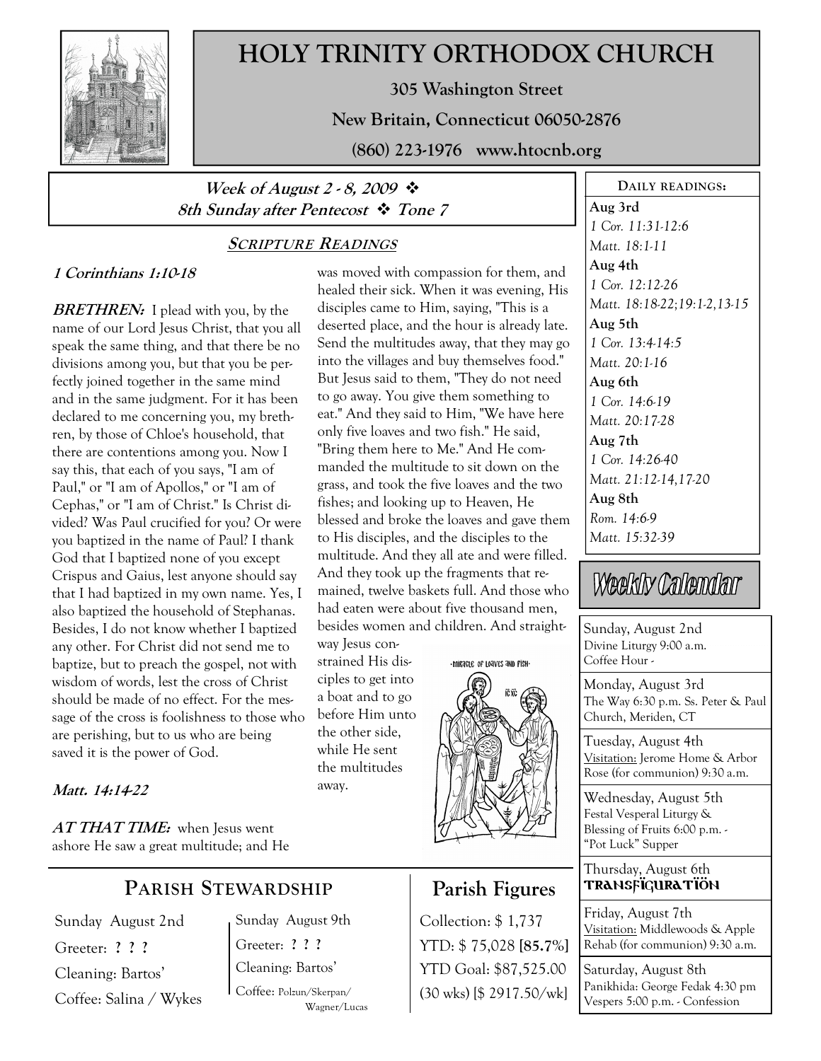# HOLY TRINITY ORTHODOX CHURCH

**305 Washington Street**

**New Britain, Connecticut 06050-2876**

**(860) 223-1976 www.htocnb.org**

***Week of August 2 - 8, 2009 ❖***
***8th Sunday after Pentecost ❖ Tone 7***

## SCRIPTURE READINGS

***1 Corinthians 1:10-18***

***BRETHREN:*** I plead with you, by the name of our Lord Jesus Christ, that you all speak the same thing, and that there be no divisions among you, but that you be perfectly joined together in the same mind and in the same judgment. For it has been declared to me concerning you, my brethren, by those of Chloe's household, that there are contentions among you. Now I say this, that each of you says, "I am of Paul," or "I am of Apollos," or "I am of Cephas," or "I am of Christ." Is Christ divided? Was Paul crucified for you? Or were you baptized in the name of Paul? I thank God that I baptized none of you except Crispus and Gaius, lest anyone should say that I had baptized in my own name. Yes, I also baptized the household of Stephanas. Besides, I do not know whether I baptized any other. For Christ did not send me to baptize, but to preach the gospel, not with wisdom of words, lest the cross of Christ should be made of no effect. For the message of the cross is foolishness to those who are perishing, but to us who are being saved it is the power of God.

***Matt. 14:14-22***

***AT THAT TIME:*** when Jesus went ashore He saw a great multitude; and He was moved with compassion for them, and healed their sick. When it was evening, His disciples came to Him, saying, "This is a deserted place, and the hour is already late. Send the multitudes away, that they may go into the villages and buy themselves food." But Jesus said to them, "They do not need to go away. You give them something to eat." And they said to Him, "We have here only five loaves and two fish." He said, "Bring them here to Me." And He commanded the multitude to sit down on the grass, and took the five loaves and the two fishes; and looking up to Heaven, He blessed and broke the loaves and gave them to His disciples, and the disciples to the multitude. And they all ate and were filled. And they took up the fragments that remained, twelve baskets full. And those who had eaten were about five thousand men, besides women and children. And straightway Jesus constrained His disciples to get into a boat and to go before Him unto the other side, while He sent the multitudes away.

## PARISH STEWARDSHIP

Sunday August 2nd
Greeter: **? ? ?**
Cleaning: Bartos'
Coffee: Salina / Wykes

Sunday August 9th
Greeter: **? ? ?**
Cleaning: Bartos'
Coffee: Polzun/Skerpan/Wagner/Lucas

## Parish Figures

Collection: $ 1,737
YTD: $ 75,028 **[85.7%]**
YTD Goal: $87,525.00
(30 wks) [$ 2917.50/wk]

### DAILY READINGS:

**Aug 3rd**
*1 Cor. 11:31-12:6*
*Matt. 18:1-11*

**Aug 4th**
*1 Cor. 12:12-26*
*Matt. 18:18-22;19:1-2,13-15*

**Aug 5th**
*1 Cor. 13:4-14:5*
*Matt. 20:1-16*

**Aug 6th**
*1 Cor. 14:6-19*
*Matt. 20:17-28*

**Aug 7th**
*1 Cor. 14:26-40*
*Matt. 21:12-14,17-20*

**Aug 8th**
*Rom. 14:6-9*
*Matt. 15:32-39*

## Weekly Calendar

**Sunday, August 2nd**
Divine Liturgy 9:00 a.m.
Coffee Hour -

**Monday, August 3rd**
The Way 6:30 p.m. Ss. Peter & Paul Church, Meriden, CT

**Tuesday, August 4th**
Visitation: Jerome Home & Arbor Rose (for communion) 9:30 a.m.

**Wednesday, August 5th**
Festal Vesperal Liturgy & Blessing of Fruits 6:00 p.m. - "Pot Luck" Supper

**Thursday, August 6th**
TRANSFIGURATION

**Friday, August 7th**
Visitation: Middlewoods & Apple Rehab (for communion) 9:30 a.m.

**Saturday, August 8th**
Panikhida: George Fedak 4:30 pm
Vespers 5:00 p.m. - Confession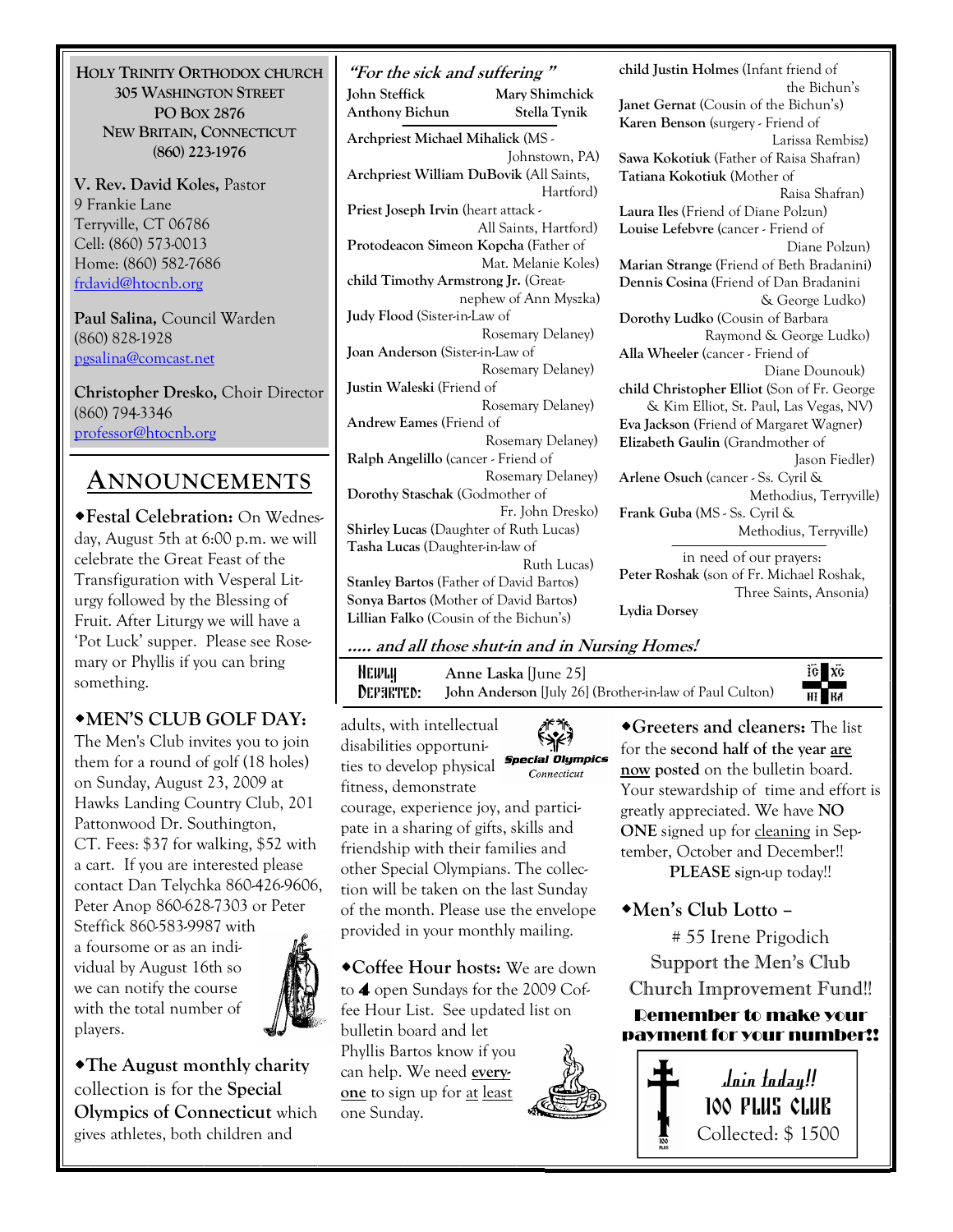**HOLY TRINITY ORTHODOX CHURCH**
**305 WASHINGTON STREET**
**PO BOX 2876**
**NEW BRITAIN, CONNECTICUT**
**(860) 223-1976**

**V. Rev. David Koles,** Pastor
9 Frankie Lane
Terryville, CT 06786
Cell: (860) 573-0013
Home: (860) 582-7686
frdavid@htocnb.org

**Paul Salina,** Council Warden
(860) 828-1928
pgsalina@comcast.net

**Christopher Dresko,** Choir Director
(860) 794-3346
professor@htocnb.org

# ANNOUNCEMENTS

◆**Festal Celebration:** On Wednesday, August 5th at 6:00 p.m. we will celebrate the Great Feast of the Transfiguration with Vesperal Liturgy followed by the Blessing of Fruit. After Liturgy we will have a 'Pot Luck' supper. Please see Rosemary or Phyllis if you can bring something.

◆**MEN'S CLUB GOLF DAY:** The Men's Club invites you to join them for a round of golf (18 holes) on Sunday, August 23, 2009 at Hawks Landing Country Club, 201 Pattonwood Dr. Southington, CT. Fees: $37 for walking, $52 with a cart. If you are interested please contact Dan Telychka 860-426-9606, Peter Anop 860-628-7303 or Peter Steffick 860-583-9987 with a foursome or as an individual by August 16th so we can notify the course with the total number of players.

◆**The August monthly charity** collection is for the **Special Olympics of Connecticut** which gives athletes, both children and adults, with intellectual disabilities opportunities to develop physical fitness, demonstrate courage, experience joy, and participate in a sharing of gifts, skills and friendship with their families and other Special Olympians. The collection will be taken on the last Sunday of the month. Please use the envelope provided in your monthly mailing.

Special Olympics Connecticut

◆**Coffee Hour hosts:** We are down to **4** open Sundays for the 2009 Coffee Hour List. See updated list on bulletin board and let Phyllis Bartos know if you can help. We need **every-one** to sign up for at least one Sunday.

### *"For the sick and suffering"*

**John Steffick** — **Mary Shimchick**
**Anthony Bichun** — **Stella Tynik**

**Archpriest Michael Mihalick** (MS - Johnstown, PA)
**Archpriest William DuBovik** (All Saints, Hartford)
**Priest Joseph Irvin** (heart attack - All Saints, Hartford)
**Protodeacon Simeon Kopcha** (Father of Mat. Melanie Koles)
**child Timothy Armstrong Jr.** (Great-nephew of Ann Myszka)
**Judy Flood** (Sister-in-Law of Rosemary Delaney)
**Joan Anderson** (Sister-in-Law of Rosemary Delaney)
**Justin Waleski** (Friend of Rosemary Delaney)
**Andrew Eames** (Friend of Rosemary Delaney)
**Ralph Angelillo** (cancer - Friend of Rosemary Delaney)
**Dorothy Staschak** (Godmother of Fr. John Dresko)
**Shirley Lucas** (Daughter of Ruth Lucas)
**Tasha Lucas** (Daughter-in-law of Ruth Lucas)
**Stanley Bartos** (Father of David Bartos)
**Sonya Bartos** (Mother of David Bartos)
**Lillian Falko** (Cousin of the Bichun's)
**child Justin Holmes** (Infant friend of the Bichun's)
**Janet Gernat** (Cousin of the Bichun's)
**Karen Benson** (surgery - Friend of Larissa Rembisz)
**Sawa Kokotiuk** (Father of Raisa Shafran)
**Tatiana Kokotiuk** (Mother of Raisa Shafran)
**Laura Iles** (Friend of Diane Polzun)
**Louise Lefebvre** (cancer - Friend of Diane Polzun)
**Marian Strange** (Friend of Beth Bradanini)
**Dennis Cosina** (Friend of Dan Bradanini & George Ludko)
**Dorothy Ludko** (Cousin of Barbara Raymond & George Ludko)
**Alla Wheeler** (cancer - Friend of Diane Dounouk)
**child Christopher Elliot** (Son of Fr. George & Kim Elliot, St. Paul, Las Vegas, NV)
**Eva Jackson** (Friend of Margaret Wagner)
**Elizabeth Gaulin** (Grandmother of Jason Fiedler)
**Arlene Osuch** (cancer - Ss. Cyril & Methodius, Terryville)
**Frank Guba** (MS - Ss. Cyril & Methodius, Terryville)

in need of our prayers:
**Peter Roshak** (son of Fr. Michael Roshak, Three Saints, Ansonia)
**Lydia Dorsey**

*..... and all those shut-in and in Nursing Homes!*

**NEWLY DEPARTED:** **Anne Laska** [June 25]
**John Anderson** [July 26] (Brother-in-law of Paul Culton)

IC XC NI KA

◆**Greeters and cleaners:** The list for the **second half of the year are now posted** on the bulletin board. Your stewardship of time and effort is greatly appreciated. We have **NO ONE** signed up for cleaning in September, October and December!! **PLEASE** sign-up today!!

◆**Men's Club Lotto –**
# 55 Irene Prigodich
Support the Men's Club Church Improvement Fund!!
**Remember to make your payment for your number!!**

*Join today!!*
**100 PLUS CLUB**
Collected: $ 1500